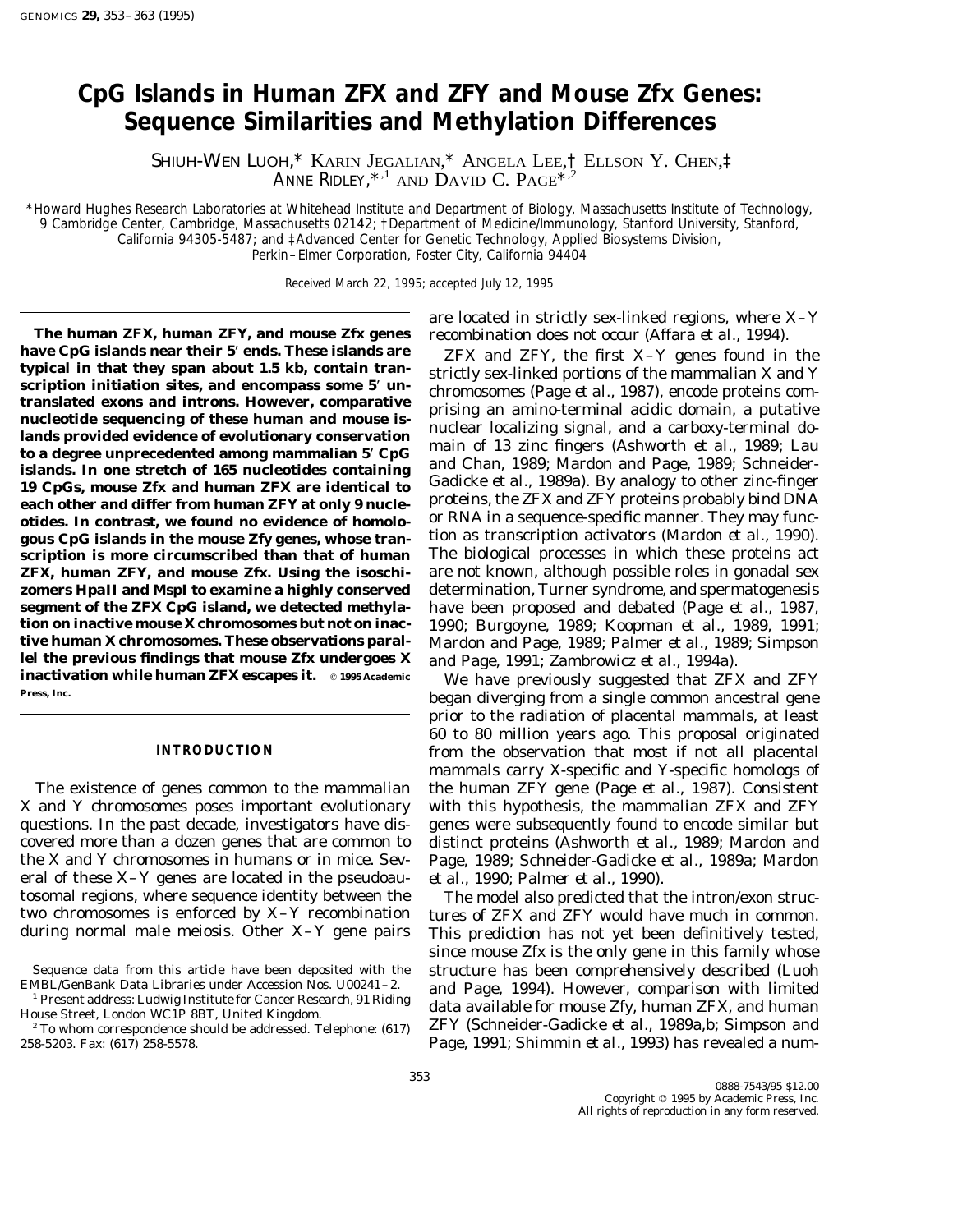# CpG Islands in Human ZFX and ZFY and Mouse Zfx Genes: Sequence Similarities and Methylation Differences

SHIUH-WEN LUOH,* KARIN JEGALIAN,* ANGELA LEE,† ELLSON Y. CHEN,‡ ANNE RIDLEY,*[1] AND DAVID C. PAGE*[2]

*Howard Hughes Research Laboratories at Whitehead Institute and Department of Biology, Massachusetts Institute of Technology, 9 Cambridge Center, Cambridge, Massachusetts 02142; †Department of Medicine/Immunology, Stanford University, Stanford, California 94305-5487; and ‡Advanced Center for Genetic Technology, Applied Biosystems Division, Perkin–Elmer Corporation, Foster City, California 94404

Received March 22, 1995; accepted July 12, 1995

**The human ZFX, human ZFY, and mouse Zfx genes have CpG islands near their 5′ ends. These islands are typical in that they span about 1.5 kb, contain transcription initiation sites, and encompass some 5′ untranslated exons and introns. However, comparative nucleotide sequencing of these human and mouse islands provided evidence of evolutionary conservation to a degree unprecedented among mammalian 5′ CpG islands. In one stretch of 165 nucleotides containing 19 CpGs, mouse Zfx and human ZFX are identical to each other and differ from human ZFY at only 9 nucleotides. In contrast, we found no evidence of homologous CpG islands in the mouse Zfy genes, whose transcription is more circumscribed than that of human ZFX, human ZFY, and mouse Zfx. Using the isoschizomers HpaII and MspI to examine a highly conserved segment of the ZFX CpG island, we detected methylation on inactive mouse X chromosomes but not on inactive human X chromosomes. These observations parallel the previous findings that mouse Zfx undergoes X inactivation while human ZFX escapes it.** © 1995 Academic Press, Inc.

## INTRODUCTION

The existence of genes common to the mammalian X and Y chromosomes poses important evolutionary questions. In the past decade, investigators have discovered more than a dozen genes that are common to the X and Y chromosomes in humans or in mice. Several of these X–Y genes are located in the pseudoautosomal regions, where sequence identity between the two chromosomes is enforced by X–Y recombination during normal male meiosis. Other X–Y gene pairs are located in strictly sex-linked regions, where X–Y recombination does not occur (Affara *et al.*, 1994).

ZFX and ZFY, the first X–Y genes found in the strictly sex-linked portions of the mammalian X and Y chromosomes (Page *et al.*, 1987), encode proteins comprising an amino-terminal acidic domain, a putative nuclear localizing signal, and a carboxy-terminal domain of 13 zinc fingers (Ashworth *et al.*, 1989; Lau and Chan, 1989; Mardon and Page, 1989; Schneider-Gadicke *et al.*, 1989a). By analogy to other zinc-finger proteins, the ZFX and ZFY proteins probably bind DNA or RNA in a sequence-specific manner. They may function as transcription activators (Mardon *et al.*, 1990). The biological processes in which these proteins act are not known, although possible roles in gonadal sex determination, Turner syndrome, and spermatogenesis have been proposed and debated (Page *et al.*, 1987, 1990; Burgoyne, 1989; Koopman *et al.*, 1989, 1991; Mardon and Page, 1989; Palmer *et al.*, 1989; Simpson and Page, 1991; Zambrowicz *et al.*, 1994a).

We have previously suggested that ZFX and ZFY began diverging from a single common ancestral gene prior to the radiation of placental mammals, at least 60 to 80 million years ago. This proposal originated from the observation that most if not all placental mammals carry X-specific and Y-specific homologs of the human ZFY gene (Page *et al.*, 1987). Consistent with this hypothesis, the mammalian ZFX and ZFY genes were subsequently found to encode similar but distinct proteins (Ashworth *et al.*, 1989; Mardon and Page, 1989; Schneider-Gadicke *et al.*, 1989a; Mardon *et al.*, 1990; Palmer *et al.*, 1990).

The model also predicted that the intron/exon structures of ZFX and ZFY would have much in common. This prediction has not yet been definitively tested, since mouse Zfx is the only gene in this family whose structure has been comprehensively described (Luoh and Page, 1994). However, comparison with limited data available for mouse Zfy, human ZFX, and human ZFY (Schneider-Gadicke *et al.*, 1989a,b; Simpson and Page, 1991; Shimmin *et al.*, 1993) has revealed a num-

Sequence data from this article have been deposited with the EMBL/GenBank Data Libraries under Accession Nos. U00241–2.

[1] Present address: Ludwig Institute for Cancer Research, 91 Riding House Street, London WC1P 8BT, United Kingdom.

[2] To whom correspondence should be addressed. Telephone: (617) 258-5203. Fax: (617) 258-5578.

0888-7543/95 $12.00
Copyright © 1995 by Academic Press, Inc.
All rights of reproduction in any form reserved.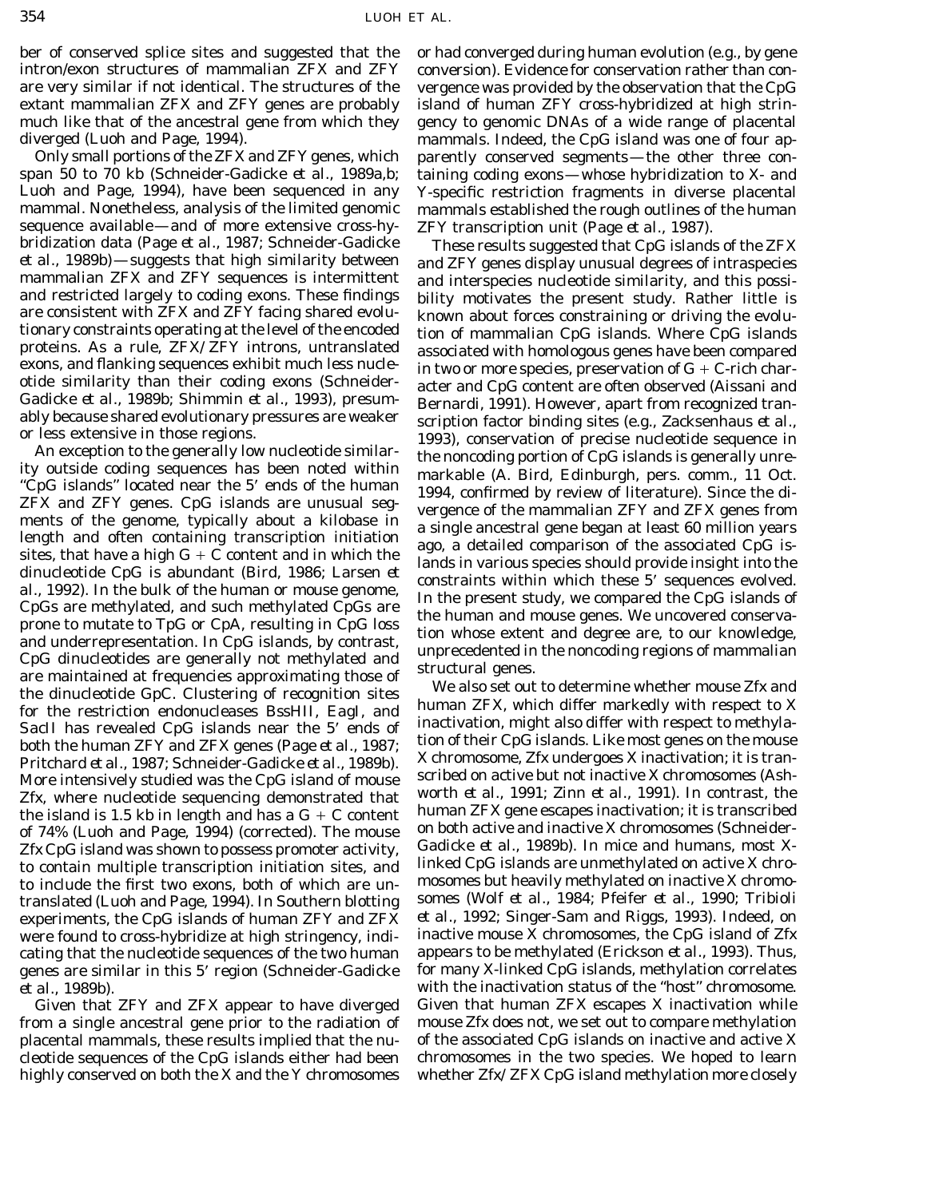ber of conserved splice sites and suggested that the intron/exon structures of mammalian ZFX and ZFY are very similar if not identical. The structures of the extant mammalian ZFX and ZFY genes are probably much like that of the ancestral gene from which they diverged (Luoh and Page, 1994).

Only small portions of the ZFX and ZFY genes, which span 50 to 70 kb (Schneider-Gadicke *et al.*, 1989a,b; Luoh and Page, 1994), have been sequenced in any mammal. Nonetheless, analysis of the limited genomic sequence available—and of more extensive cross-hybridization data (Page *et al.*, 1987; Schneider-Gadicke *et al.*, 1989b)—suggests that high similarity between mammalian ZFX and ZFY sequences is intermittent and restricted largely to coding exons. These findings are consistent with ZFX and ZFY facing shared evolutionary constraints operating at the level of the encoded proteins. As a rule, ZFX/ZFY introns, untranslated exons, and flanking sequences exhibit much less nucleotide similarity than their coding exons (Schneider-Gadicke *et al.*, 1989b; Shimmin *et al.*, 1993), presumably because shared evolutionary pressures are weaker or less extensive in those regions.

An exception to the generally low nucleotide similarity outside coding sequences has been noted within "CpG islands" located near the 5′ ends of the human ZFX and ZFY genes. CpG islands are unusual segments of the genome, typically about a kilobase in length and often containing transcription initiation sites, that have a high G + C content and in which the dinucleotide CpG is abundant (Bird, 1986; Larsen *et al.*, 1992). In the bulk of the human or mouse genome, CpGs are methylated, and such methylated CpGs are prone to mutate to TpG or CpA, resulting in CpG loss and underrepresentation. In CpG islands, by contrast, CpG dinucleotides are generally not methylated and are maintained at frequencies approximating those of the dinucleotide GpC. Clustering of recognition sites for the restriction endonucleases BssHII, EagI, and SacII has revealed CpG islands near the 5′ ends of both the human ZFY and ZFX genes (Page *et al.*, 1987; Pritchard *et al.*, 1987; Schneider-Gadicke *et al.*, 1989b). More intensively studied was the CpG island of mouse Zfx, where nucleotide sequencing demonstrated that the island is 1.5 kb in length and has a G + C content of 74% (Luoh and Page, 1994) (corrected). The mouse Zfx CpG island was shown to possess promoter activity, to contain multiple transcription initiation sites, and to include the first two exons, both of which are untranslated (Luoh and Page, 1994). In Southern blotting experiments, the CpG islands of human ZFY and ZFX were found to cross-hybridize at high stringency, indicating that the nucleotide sequences of the two human genes are similar in this 5′ region (Schneider-Gadicke *et al.*, 1989b).

Given that ZFY and ZFX appear to have diverged from a single ancestral gene prior to the radiation of placental mammals, these results implied that the nucleotide sequences of the CpG islands either had been highly conserved on both the X and the Y chromosomes or had converged during human evolution (e.g., by gene conversion). Evidence for conservation rather than convergence was provided by the observation that the CpG island of human ZFY cross-hybridized at high stringency to genomic DNAs of a wide range of placental mammals. Indeed, the CpG island was one of four apparently conserved segments—the other three containing coding exons—whose hybridization to X- and Y-specific restriction fragments in diverse placental mammals established the rough outlines of the human ZFY transcription unit (Page *et al.*, 1987).

These results suggested that CpG islands of the ZFX and ZFY genes display unusual degrees of intraspecies and interspecies nucleotide similarity, and this possibility motivates the present study. Rather little is known about forces constraining or driving the evolution of mammalian CpG islands. Where CpG islands associated with homologous genes have been compared in two or more species, preservation of G + C-rich character and CpG content are often observed (Aissani and Bernardi, 1991). However, apart from recognized transcription factor binding sites (e.g., Zacksenhaus *et al.*, 1993), conservation of precise nucleotide sequence in the noncoding portion of CpG islands is generally unremarkable (A. Bird, Edinburgh, pers. comm., 11 Oct. 1994, confirmed by review of literature). Since the divergence of the mammalian ZFY and ZFX genes from a single ancestral gene began at least 60 million years ago, a detailed comparison of the associated CpG islands in various species should provide insight into the constraints within which these 5′ sequences evolved. In the present study, we compared the CpG islands of the human and mouse genes. We uncovered conservation whose extent and degree are, to our knowledge, unprecedented in the noncoding regions of mammalian structural genes.

We also set out to determine whether mouse Zfx and human ZFX, which differ markedly with respect to X inactivation, might also differ with respect to methylation of their CpG islands. Like most genes on the mouse X chromosome, Zfx undergoes X inactivation; it is transcribed on active but not inactive X chromosomes (Ashworth *et al.*, 1991; Zinn *et al.*, 1991). In contrast, the human ZFX gene escapes inactivation; it is transcribed on both active and inactive X chromosomes (Schneider-Gadicke *et al.*, 1989b). In mice and humans, most X-linked CpG islands are unmethylated on active X chromosomes but heavily methylated on inactive X chromosomes (Wolf *et al.*, 1984; Pfeifer *et al.*, 1990; Tribioli *et al.*, 1992; Singer-Sam and Riggs, 1993). Indeed, on inactive mouse X chromosomes, the CpG island of Zfx appears to be methylated (Erickson *et al.*, 1993). Thus, for many X-linked CpG islands, methylation correlates with the inactivation status of the "host" chromosome. Given that human ZFX escapes X inactivation while mouse Zfx does not, we set out to compare methylation of the associated CpG islands on inactive and active X chromosomes in the two species. We hoped to learn whether Zfx/ZFX CpG island methylation more closely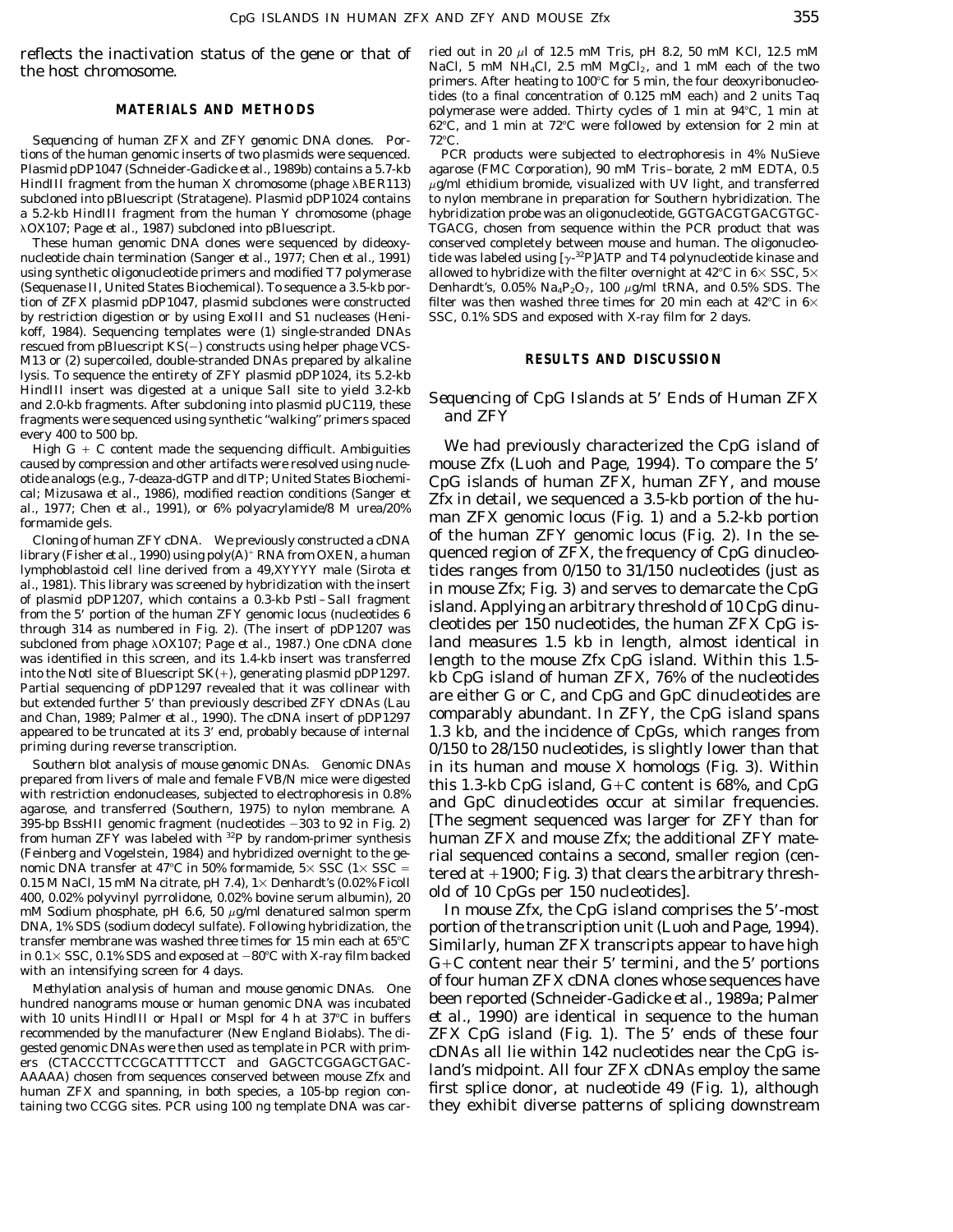reflects the inactivation status of the gene or that of the host chromosome.

## MATERIALS AND METHODS

*Sequencing of human ZFX and ZFY genomic DNA clones.* Portions of the human genomic inserts of two plasmids were sequenced. Plasmid pDP1047 (Schneider-Gadicke *et al.*, 1989b) contains a 5.7-kb HindIII fragment from the human X chromosome (phage λBER113) subcloned into pBluescript (Stratagene). Plasmid pDP1024 contains a 5.2-kb HindIII fragment from the human Y chromosome (phage λOX107; Page *et al.*, 1987) subcloned into pBluescript.

These human genomic DNA clones were sequenced by dideoxynucleotide chain termination (Sanger *et al.*, 1977; Chen *et al.*, 1991) using synthetic oligonucleotide primers and modified T7 polymerase (Sequenase II, United States Biochemical). To sequence a 3.5-kb portion of ZFX plasmid pDP1047, plasmid subclones were constructed by restriction digestion or by using ExoIII and S1 nucleases (Henikoff, 1984). Sequencing templates were (1) single-stranded DNAs rescued from pBluescript KS(−) constructs using helper phage VCS-M13 or (2) supercoiled, double-stranded DNAs prepared by alkaline lysis. To sequence the entirety of ZFY plasmid pDP1024, its 5.2-kb HindIII insert was digested at a unique SalI site to yield 3.2-kb and 2.0-kb fragments. After subcloning into plasmid pUC119, these fragments were sequenced using synthetic "walking" primers spaced every 400 to 500 bp.

High G + C content made the sequencing difficult. Ambiguities caused by compression and other artifacts were resolved using nucleotide analogs (e.g., 7-deaza-dGTP and dITP; United States Biochemical; Mizusawa *et al.*, 1986), modified reaction conditions (Sanger *et al.*, 1977; Chen *et al.*, 1991), or 6% polyacrylamide/8 M urea/20% formamide gels.

*Cloning of human ZFY cDNA.* We previously constructed a cDNA library (Fisher *et al.*, 1990) using poly(A)$^+$ RNA from OXEN, a human lymphoblastoid cell line derived from a 49,XYYYY male (Sirota *et al.*, 1981). This library was screened by hybridization with the insert of plasmid pDP1207, which contains a 0.3-kb PstI–SalI fragment from the 5′ portion of the human ZFY genomic locus (nucleotides 6 through 314 as numbered in Fig. 2). (The insert of pDP1207 was subcloned from phage λOX107; Page *et al.*, 1987.) One cDNA clone was identified in this screen, and its 1.4-kb insert was transferred into the NotI site of Bluescript SK(+), generating plasmid pDP1297. Partial sequencing of pDP1297 revealed that it was collinear with but extended further 5′ than previously described ZFY cDNAs (Lau and Chan, 1989; Palmer *et al.*, 1990). The cDNA insert of pDP1297 appeared to be truncated at its 3′ end, probably because of internal priming during reverse transcription.

*Southern blot analysis of mouse genomic DNAs.* Genomic DNAs prepared from livers of male and female FVB/N mice were digested with restriction endonucleases, subjected to electrophoresis in 0.8% agarose, and transferred (Southern, 1975) to nylon membrane. A 395-bp BssHII genomic fragment (nucleotides −303 to 92 in Fig. 2) from human ZFY was labeled with $^{32}$P by random-primer synthesis (Feinberg and Vogelstein, 1984) and hybridized overnight to the genomic DNA transfer at 47°C in 50% formamide, 5× SSC (1× SSC = 0.15 M NaCl, 15 mM Na citrate, pH 7.4), 1× Denhardt's (0.02% Ficoll 400, 0.02% polyvinyl pyrrolidone, 0.02% bovine serum albumin), 20 mM Sodium phosphate, pH 6.6, 50 μg/ml denatured salmon sperm DNA, 1% SDS (sodium dodecyl sulfate). Following hybridization, the transfer membrane was washed three times for 15 min each at 65°C in 0.1× SSC, 0.1% SDS and exposed at −80°C with X-ray film backed with an intensifying screen for 4 days.

*Methylation analysis of human and mouse genomic DNAs.* One hundred nanograms mouse or human genomic DNA was incubated with 10 units HindIII or HpaII or MspI for 4 h at 37°C in buffers recommended by the manufacturer (New England Biolabs). The digested genomic DNAs were then used as template in PCR with primers (CTACCCTTCCGCATTTTCCT and GAGCTCGGAGCTGACAAAAA) chosen from sequences conserved between mouse Zfx and human ZFX and spanning, in both species, a 105-bp region containing two CCGG sites. PCR using 100 ng template DNA was carried out in 20 μl of 12.5 mM Tris, pH 8.2, 50 mM KCl, 12.5 mM NaCl, 5 mM $NH_4Cl$, 2.5 mM $MgCl_2$, and 1 mM each of the two primers. After heating to 100°C for 5 min, the four deoxyribonucleotides (to a final concentration of 0.125 mM each) and 2 units Taq polymerase were added. Thirty cycles of 1 min at 94°C, 1 min at 62°C, and 1 min at 72°C were followed by extension for 2 min at 72°C.

PCR products were subjected to electrophoresis in 4% NuSieve agarose (FMC Corporation), 90 mM Tris–borate, 2 mM EDTA, 0.5 μg/ml ethidium bromide, visualized with UV light, and transferred to nylon membrane in preparation for Southern hybridization. The hybridization probe was an oligonucleotide, GGTGACGTGACGTGCTGACG, chosen from sequence within the PCR product that was conserved completely between mouse and human. The oligonucleotide was labeled using [γ-$^{32}$P]ATP and T4 polynucleotide kinase and allowed to hybridize with the filter overnight at 42°C in 6× SSC, 5× Denhardt's, 0.05% $Na_4P_2O_7$, 100 μg/ml tRNA, and 0.5% SDS. The filter was then washed three times for 20 min each at 42°C in 6× SSC, 0.1% SDS and exposed with X-ray film for 2 days.

## RESULTS AND DISCUSSION

### Sequencing of CpG Islands at 5′ Ends of Human ZFX and ZFY

We had previously characterized the CpG island of mouse Zfx (Luoh and Page, 1994). To compare the 5′ CpG islands of human ZFX, human ZFY, and mouse Zfx in detail, we sequenced a 3.5-kb portion of the human ZFX genomic locus (Fig. 1) and a 5.2-kb portion of the human ZFY genomic locus (Fig. 2). In the sequenced region of ZFX, the frequency of CpG dinucleotides ranges from 0/150 to 31/150 nucleotides (just as in mouse Zfx; Fig. 3) and serves to demarcate the CpG island. Applying an arbitrary threshold of 10 CpG dinucleotides per 150 nucleotides, the human ZFX CpG island measures 1.5 kb in length, almost identical in length to the mouse Zfx CpG island. Within this 1.5-kb CpG island of human ZFX, 76% of the nucleotides are either G or C, and CpG and GpC dinucleotides are comparably abundant. In ZFY, the CpG island spans 1.3 kb, and the incidence of CpGs, which ranges from 0/150 to 28/150 nucleotides, is slightly lower than that in its human and mouse X homologs (Fig. 3). Within this 1.3-kb CpG island, G+C content is 68%, and CpG and GpC dinucleotides occur at similar frequencies. [The segment sequenced was larger for ZFY than for human ZFX and mouse Zfx; the additional ZFY material sequenced contains a second, smaller region (centered at +1900; Fig. 3) that clears the arbitrary threshold of 10 CpGs per 150 nucleotides].

In mouse Zfx, the CpG island comprises the 5′-most portion of the transcription unit (Luoh and Page, 1994). Similarly, human ZFX transcripts appear to have high G+C content near their 5′ termini, and the 5′ portions of four human ZFX cDNA clones whose sequences have been reported (Schneider-Gadicke *et al.*, 1989a; Palmer *et al.*, 1990) are identical in sequence to the human ZFX CpG island (Fig. 1). The 5′ ends of these four cDNAs all lie within 142 nucleotides near the CpG island's midpoint. All four ZFX cDNAs employ the same first splice donor, at nucleotide 49 (Fig. 1), although they exhibit diverse patterns of splicing downstream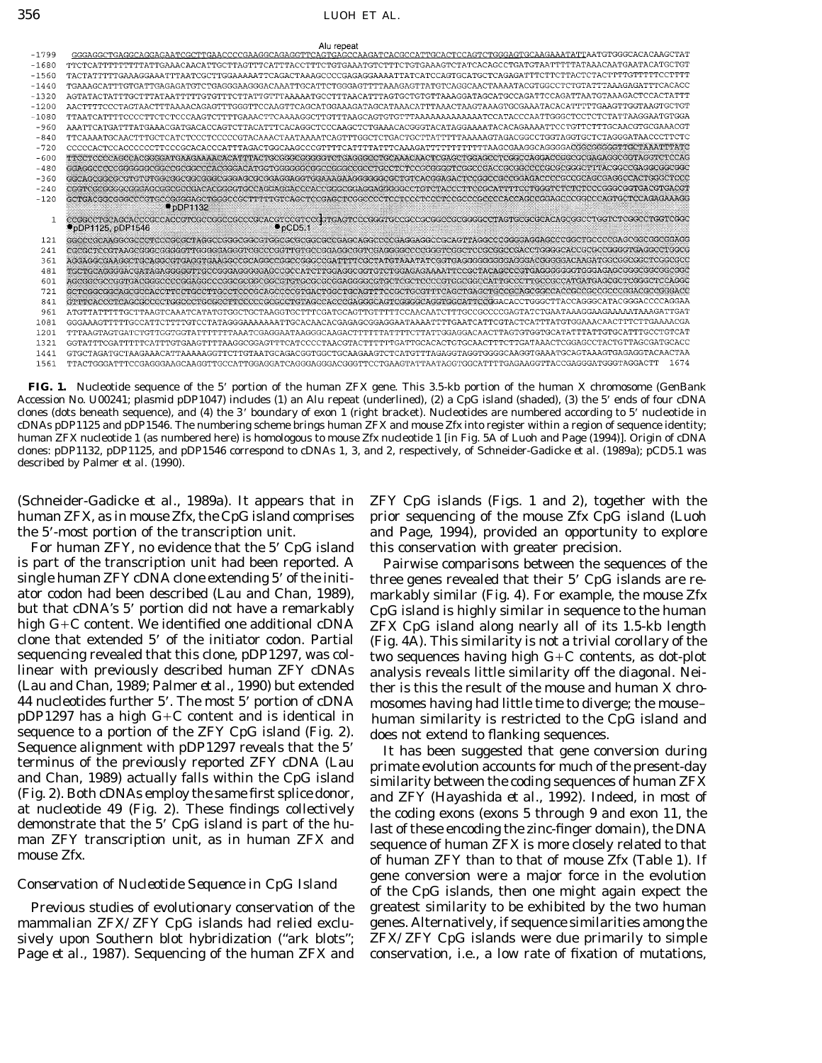**FIG. 1.** Nucleotide sequence of the 5′ portion of the human ZFX gene. This 3.5-kb portion of the human X chromosome (GenBank Accession No. U00241; plasmid pDP1047) includes (1) an Alu repeat (underlined), (2) a CpG island (shaded), (3) the 5′ ends of four cDNA clones (dots beneath sequence), and (4) the 3′ boundary of exon 1 (right bracket). Nucleotides are numbered according to 5′ nucleotide in cDNAs pDP1125 and pDP1546. The numbering scheme brings human ZFX and mouse Zfx into register within a region of sequence identity; human ZFX nucleotide 1 (as numbered here) is homologous to mouse Zfx nucleotide 1 [in Fig. 5A of Luoh and Page (1994)]. Origin of cDNA clones: pDP1132, pDP1125, and pDP1546 correspond to cDNAs 1, 3, and 2, respectively, of Schneider-Gadicke *et al.* (1989a); pCD5.1 was described by Palmer *et al.* (1990).

(Schneider-Gadicke *et al.,* 1989a). It appears that in human ZFX, as in mouse Zfx, the CpG island comprises the 5′-most portion of the transcription unit.

For human ZFY, no evidence that the 5′ CpG island is part of the transcription unit had been reported. A single human ZFY cDNA clone extending 5′ of the initiator codon had been described (Lau and Chan, 1989), but that cDNA's 5′ portion did not have a remarkably high G+C content. We identified one additional cDNA clone that extended 5′ of the initiator codon. Partial sequencing revealed that this clone, pDP1297, was colinear with previously described human ZFY cDNAs (Lau and Chan, 1989; Palmer *et al.,* 1990) but extended 44 nucleotides further 5′. The most 5′ portion of cDNA pDP1297 has a high G+C content and is identical in sequence to a portion of the ZFY CpG island (Fig. 2). Sequence alignment with pDP1297 reveals that the 5′ terminus of the previously reported ZFY cDNA (Lau and Chan, 1989) actually falls within the CpG island (Fig. 2). Both cDNAs employ the same first splice donor, at nucleotide 49 (Fig. 2). These findings collectively demonstrate that the 5′ CpG island is part of the human ZFY transcription unit, as in human ZFX and mouse Zfx.

### *Conservation of Nucleotide Sequence in CpG Island*

Previous studies of evolutionary conservation of the mammalian ZFX/ZFY CpG islands had relied exclusively upon Southern blot hybridization ("ark blots"; Page *et al.,* 1987). Sequencing of the human ZFX and ZFY CpG islands (Figs. 1 and 2), together with the prior sequencing of the mouse Zfx CpG island (Luoh and Page, 1994), provided an opportunity to explore this conservation with greater precision.

Pairwise comparisons between the sequences of the three genes revealed that their 5′ CpG islands are remarkably similar (Fig. 4). For example, the mouse Zfx CpG island is highly similar in sequence to the human ZFX CpG island along nearly all of its 1.5-kb length (Fig. 4A). This similarity is not a trivial corollary of the two sequences having high G+C contents, as dot-plot analysis reveals little similarity off the diagonal. Neither is this the result of the mouse and human X chromosomes having had little time to diverge; the mouse–human similarity is restricted to the CpG island and does not extend to flanking sequences.

It has been suggested that gene conversion during primate evolution accounts for much of the present-day similarity between the coding sequences of human ZFX and ZFY (Hayashida *et al.,* 1992). Indeed, in most of the coding exons (exons 5 through 9 and exon 11, the last of these encoding the zinc-finger domain), the DNA sequence of human ZFX is more closely related to that of human ZFY than to that of mouse Zfx (Table 1). If gene conversion were a major force in the evolution of the CpG islands, then one might again expect the greatest similarity to be exhibited by the two human genes. Alternatively, if sequence similarities among the ZFX/ZFY CpG islands were due primarily to simple conservation, i.e., a low rate of fixation of mutations,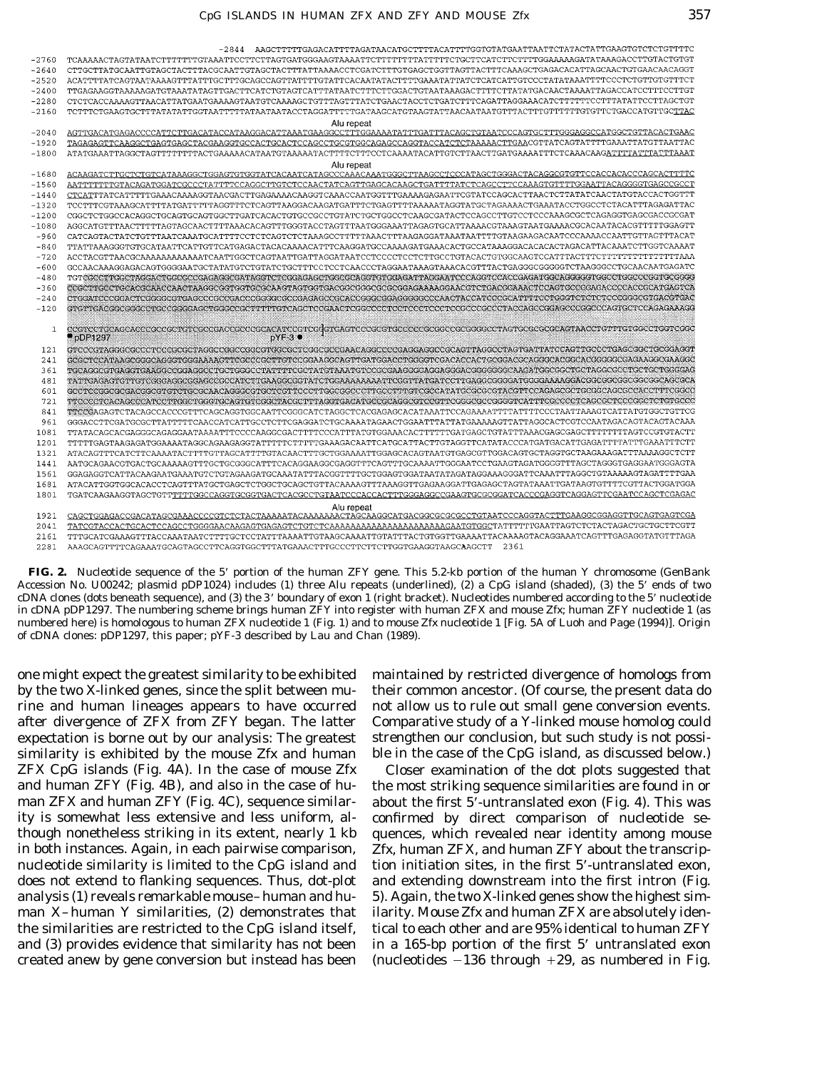```
 -2844  AAGCTTTTTGAGACATTTTAGATAACATGCTTTTACATTTTGGTGTATGAATTAATTCTATACTATTGAAGTGTCTCTGTTTTC
 -2760  TCAAAAACTAGTATAATCTTTTTTTGTAAATTCCTTCTTAGTGATGGGAAGTAAAATTCTTTTTTTTATTTTTCTGCTTCATCTTCTTTTGGAAAAAGATATAAAGACCTTGTACTGTGT
 -2640  CTTGCTTATGCAATTGTAGCTACTTTACGCAATTGTAGCTACTTTATTAAAACCTCGATCTTTGTGAGCTGGTTAGTTACTTTCAAAGCTGAGACACATTAGCAACTGTGAACAACAGGT
 -2520  ACATTTATCAGTAATAAAAGTTTATTTGCTTTGCAGCCAGTTATTTTGTATTCACAATATACTTTTGAAATATTATCTCATCATTGTCCCTATATAAATTTTCCCTCTGTTGTGTTTCT
 -2400  TTGAGAAGGTAAAAAGATGTAAATATAGTTGACTTCATCTGTAGTCATTTATAATCTTTCTTTGGACTGTATAAAGACTTTTCTTATATGACAACTAAAATTAGACCATCCTTTCCTTGT
 -2280  CTCTCACCAAAAGTTAACATTATGAATGAAAAGTAATGTCAAAAGCTGTTTAGTTTATCTGAACTACCTCTGATCTTTCAGATTAGGAAACATCTTTTTTCCTTTATATTCCTTAGCTGT
 -2160  TCTTTCTGAAGTGCTTTATATATTGGTAATTTTTATAATAATACCTAGGATTTTTGATAAGCATGTAAGTATTAACAATAATGTTTACTTTGTTTTTTGTGTTCTGACCATGTGCTTAC
                                                        Alu repeat
 -2040  AGTTGACATGAGACCCCATTCTTGACATACCATAAGGACATTAAATGAAGGCCTTTGGAAAATATTTGATTTACAGCTGTAATCCCAGTGCTTTGGGAGGCCATGGCTGTTACACTGAAC
 -1920  TAGAGAGTTCAAGGCTGAGTGAGCTACGAGGTGCCACTGCACTCCAGCCTGCGTGGCAGAGCCAGGTACCATCTCTAAAAACTTGAACGTTATCAGTATTTTGAAATTATGTTAATTAC
 -1800  ATATGAAATTAGGCTAGTTTTTTTTACTGAAAAACATAATGTAAAAATACTTTTCTTTCCTCAAAATACATTGTCTTAACTTGATGAAAATTTCTCAAACAAGATTTTATTTATTTAAAT
                                                        Alu repeat
 -1680  ACAAGATCTTGCTCTGTCATAAAGGCTGGAGTGTGGTATCACAATCATAGCCCAAACAAATGGGCTTAAGCCTCCCATAGCTGGGACTACAGGCGTGTTCCACCACACCCAGCACTTTTC
 -1560  AATTTTTTTGTACAGATGGATCGCCCTATTTTCCAGGCTTGTCTCCAACTATCAGTTGAGCACAAGCTGATTTTATCTCAGCCTTCCAAAGTGTTTTGGAATTACAGGGGTGAGCCGCCT
 -1440  CTCATTTATCATTTTTGAAACAAAAGGTAACGACTTGAGAAAACAAGGTCAAACCAATGGTTTGAAAAGAGAATTCGTATCCAGCACTTAACTCTTATATCAACTATGTACCACTGGTTT
 -1320  TCCTTTCGTAAAGCATTTTATGATTTTTAGGTTTCTCAGTTAAGGACAAGATGATTTCTGAGTTTTAAAAATAGGTATGCTAGAAAACTGAAATACCTGGCCTCTACATTTAGAGATTAC
 -1200  CGGCTCTGGCCACAGGCTGCAGTGCAGTGGCTTGATCACACTGTGCCGCCTGTATCTGCTGGCCTCAAGCGATACTCCAGCCTTGTCCTCCCAAAGCGCTCAGAGGTGAGCGACCGCGAT
 -1080  AGGCATGTTTAACTTTTTAGTAGCAACTTTTAAACACAGTTTGGGTACCTAGTTTAATGGGAAATTAGAGTGCATTAAAACGTAAAGTAATGAAAACGCACAATACACGTTTTTGGAGTT
  -960  CATCAGTACTATCTGTTTAATCAAATGCATTTTCCTCTCAGTCTCTAAAGCCTTTTTAAACTTTAAGAGGATAAATAATTTTGTAAGAAGACAATCCCAAAACCAATTGTTAGTTTACAT
  -840  TTATTAAAGGGTGTGCATAATTCATTGTTCATGAGACTACACAAAACATTTCAAGGATGCCAAAAGATGAAACACTGCCATAAAGGACACACACTAGACATTACAAATCTTGGTCAAAAT
  -720  ACCTACGTTAACGCAAAAAAAAAAAATCAATTGGCTCAGTAATTGATTAGGATAATCCTCCCCTCCTCTTGCCTGTACACTGTGGCAAGTCCATTTACTTTCTTTTTTTTTTTTTTAAA
  -600  GCCAACAAAGGAGACAGTGGGGAATGCTATATGTCTGTATCTGCTTTCCTCCTCAACCCTAGGAATAAAGTAAACACGTTTACTGAGGGCGGGGGTCTAAGGGCCTGCAACAATGAGATC
  -480  TGTCGCCTTGGCTAGGACTGGCGCCGAGAGGCGATAGGTCTCGGAGAGCTGGCGCAGGTGTGGAGATTAGGAATCCCAGGTCCACCGAGATGGCAGGGGGTGGCCTGGCCCGGTGCGGGG
  -360  CCGCTTGCCTGCACGCAACCAACTAAGGCGGTGGTGCGCAAGTAGTGGTGACGGCGGCGCGGAGAAAAGGAACGTCTGACGGAAACTCCAGTGCCGGAGACCCCACCGCATGAGTCA
  -240  CTGGATCCCGGACTCGGGGCGTGAGCCCGCCGACCCGGGGCGCCGAGAGCCGCACCGGGCGGAGGGGGCCCAACTACCATCCGCATTTTCCTGGGTCTCTCTCCCGGGCGTGACGTGAC
  -120  GTGTTGACGGCGGGCCTGCCGGGGAGCTGGGCCGCTTTTTGTCAGCTCCGAACTCGGCCCCTCCTCCCTCCCTCCGCCCGCCCTACCAGCCGGAGCCCGGCCCAGTGCTCCAGAGAAAGG

     1  CCGTCCTGCAGCACCCGCCGCTGTCGCCGACCGCCCGCACATCGTCGG]GTGAGTCCCGCGTGCCCCCGCGGCCGCGGGGCCTAGTGCGCGCAGTAACCTGTTTGTGGCCTGGTCGGC
        pDP1297                                  pYF-3
   121  GTCCCGTAGGGCGCCCTCCCGCGCTAGGCCGGCCGGCGTGGCGCTCGGCGCCGAACAGGCCCCGAGGAGGCCGCAGTTAGGCCTAGTGATTATCCAGTTGCCCTGAGCGGCTGCGGAGGT
   241  GCGCTCCATAAGCGGGCAGGGTGGGAAAAGTTCGCCCGCTTGCGGAAGGCAGTTGATGGACCTGGGGTCGACACCACTGCGGACGCAGGGCACGGCACGGGGGCGAGAAGGCGAAGGC
   361  TGCAGGCGTGAGGTGAAGGCCGGAGGCCTGCTGGGCCTATTTTCGCTATGTAAATGTCCGCGAAGGGGAGGAGGGACGGGGGGGCAAGATGGCGGCTGCTAGGCGCCTGCTGCTGGGGAG
   481  TATTGAGAGTGTTGTCGGGAGGCGGAGCCGCCATCTTGAAGGCGGTATCTGGAAAAAAATTCGGTTATGATCCTTGAGGCGGGGATGGGGAAAAAGGACGGCGGCGGCGGCGGCAGCGCA
   601  GCCTCCGGCGCGACGGCGTGTCTGCGCAACAGGGCGTGCTCGTTCCCTTGGCGGCCCTTGCCTTTGTCGCCATATGCGCGCGTACGTTCCAGAGCGCTGCGGCAGCGCCACCTTCGGCC
   721  TTCCCCTCACAGCCCATCCTTGGCTGGGTGCAGTGTCGGCTACGCTTTAGGTGACATGCCGCAGGCGTCCGTTCGGGCGCGGGGTCATTTCGCCCCTCAGCGCTCCCGGCTCTGTGCCC
   841  TTCCGAGAGTCTACAGCCACCCGTTTCAGCAGGTGGCAATTCGGGCATCTAGGCTCACGAGAGCACATAAATTCCAGAAAATTTTATTTTCCCTAATTAAAGTCATTATGTGGCTGTTCG
   961  GGGACCTTCGATGCGCTTATTTTTCAACCATCATTGCCTCTTCGAGGATCTGCAAAATAGAACTGGAATTTATTATGAAAAAGTTATTAGGCACTCGTCCAATAGACAGTACAGTACAAA
  1081  TTATACAGCACGAGGGCAGAGGAATAAAATTTCCCCAAGGCGACTTTTCCCATTTATGTGGAAACACTTTTTTGATGAGCTGTATTTAAACGAGCGAGCTTTTTTTTAGTCCGTGTACTT
  1201  TTTTTGAGTAAGAGATGGAAAATAGGCAGAGAGGTATTTTTCTTTTTGAAAGACAATTCATGCATTACTTGTAGGTTCATATACCCATGATGACATTGAGATTTTATTTGAAATTTCTT
  1321  ATACAGTTTCATCTTCAAAATACTTTTGTTAGCATTTTGTACAACTTTGCTGGAAAATTGGAGCACAGTAATGTGAGCGTTGGACAGTGCTAGGTGCTAAGAAAGATTTAAAAGGCTCTT
  1441  AATGCAGAACGTGACTGCAAAAAGTTTGCTGCGGGCATTTCACAGGAAGGCGAGGTTTCAGTTTGCAAAATTGGGAATCCTGAAGTAGATGGGGTTTAGCTAGGGTGAGGAATGGGAGTA
  1561  GGAGAGGTCATTACAAGAATGAAATGTCTGTAGAAGATGCAAATATTTACGGTTTTGCTGGAGTGGATAATATAGATAGGAAAGGGATTCAAATTTAGGCTGTAAAAAGTAGATTTTGAA
  1681  ATACATTGGTGGCACACCTCAGTTTATGCTGAGCTCTGGCTGCAGCTGTTACAAAAGTTTAAAGGTTGAGAAGGATTGAGAGCTAGTATAAATTGATAAGTGTTTTCGTTACTGGATGGA
  1801  TGATCAAGAAGGTAGCTGTTTTTTGGCCAGGTGCGGTGACTCACGCCTGTAATCCCACCACTTTGGGAGGCCGAAGTGCGCGGATCACCCGAGGTCAGGAGTTCGAATCCAGCTCGAGAC
                                                        Alu repeat
  1921  CAGCTGGAGACCGACATAGCGAAACCCCGTCTCTACTAAAAATACAAAAAAACTAGCAAGGCATGACGGCGCGCGCCTGTAATCCCAGGTACTTTGAAGGCGGAGGTTGCAGTGAGTCGA
  2041  TATCGTACCACTGCACTCCAGCCTGGGGAACAAGAGTGAGAGTCTGTCTCAAAAAAAAAAAAAAAAAAAAAAAAGAATGTGGCTATTTTTTGAATTAGTCTCTACTAGACTGCTGCTTCGTT
  2161  TTTGCATCGAAAGTTTACCAAATAATCTTTTGCTCCTATTTAAAATTGTAAGCAAAATTGTATTTACTGTGGTTGAAAATTACAAAAGTACAGGAAATCAGTTTGAGAGGTATGTTTAGA
  2281  AAAGCAGTTTTCAGAAATGCAGTAGCCTTCAGGTGGCTTTATGAAACTTTGCCCTTCTTCTTGGTGAAGGTAAGCAAGCTT  2361
```

**FIG. 2.** Nucleotide sequence of the 5′ portion of the human ZFY gene. This 5.2-kb portion of the human Y chromosome (GenBank Accession No. U00242; plasmid pDP1024) includes (1) three Alu repeats (underlined), (2) a CpG island (shaded), (3) the 5′ ends of two cDNA clones (dots beneath sequence), and (3) the 3′ boundary of exon 1 (right bracket). Nucleotides numbered according to the 5′ nucleotide in cDNA pDP1297. The numbering scheme brings human ZFY into register with human ZFX and mouse Zfx; human ZFY nucleotide 1 (as numbered here) is homologous to human ZFX nucleotide 1 (Fig. 1) and to mouse Zfx nucleotide 1 [Fig. 5A of Luoh and Page (1994)]. Origin of cDNA clones: pDP1297, this paper; pYF-3 described by Lau and Chan (1989).

one might expect the greatest similarity to be exhibited by the two X-linked genes, since the split between murine and human lineages appears to have occurred after divergence of ZFX from ZFY began. The latter expectation is borne out by our analysis: The greatest similarity is exhibited by the mouse Zfx and human ZFX CpG islands (Fig. 4A). In the case of mouse Zfx and human ZFY (Fig. 4B), and also in the case of human ZFX and human ZFY (Fig. 4C), sequence similarity is somewhat less extensive and less uniform, although nonetheless striking in its extent, nearly 1 kb in both instances. Again, in each pairwise comparison, nucleotide similarity is limited to the CpG island and does not extend to flanking sequences. Thus, dot-plot analysis (1) reveals remarkable mouse–human and human X–human Y similarities, (2) demonstrates that the similarities are restricted to the CpG island itself, and (3) provides evidence that similarity has not been created anew by gene conversion but instead has been maintained by restricted divergence of homologs from their common ancestor. (Of course, the present data do not allow us to rule out small gene conversion events. Comparative study of a Y-linked mouse homolog could strengthen our conclusion, but such study is not possible in the case of the CpG island, as discussed below.)

Closer examination of the dot plots suggested that the most striking sequence similarities are found in or about the first 5′-untranslated exon (Fig. 4). This was confirmed by direct comparison of nucleotide sequences, which revealed near identity among mouse Zfx, human ZFX, and human ZFY about the transcription initiation sites, in the first 5′-untranslated exon, and extending downstream into the first intron (Fig. 5). Again, the two X-linked genes show the highest similarity. Mouse Zfx and human ZFX are absolutely identical to each other and are 95% identical to human ZFY in a 165-bp portion of the first 5′ untranslated exon (nucleotides −136 through +29, as numbered in Fig.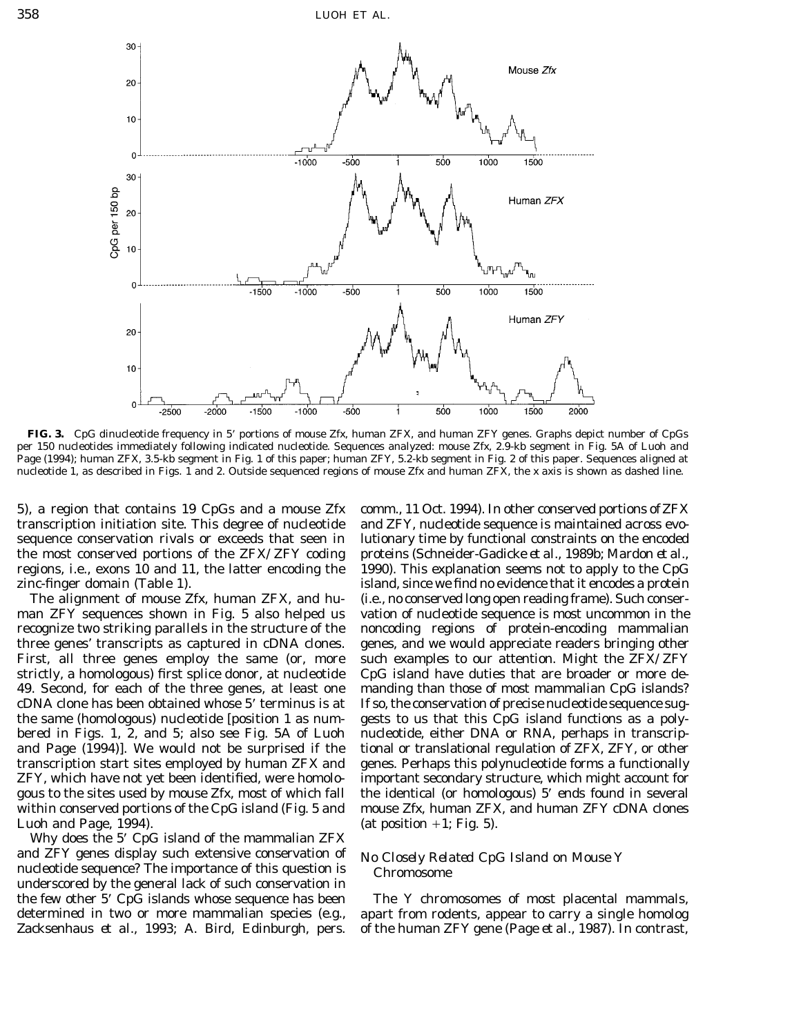**FIG. 3.** CpG dinucleotide frequency in 5′ portions of mouse Zfx, human ZFX, and human ZFY genes. Graphs depict number of CpGs per 150 nucleotides immediately following indicated nucleotide. Sequences analyzed: mouse Zfx, 2.9-kb segment in Fig. 5A of Luoh and Page (1994); human ZFX, 3.5-kb segment in Fig. 1 of this paper; human ZFY, 5.2-kb segment in Fig. 2 of this paper. Sequences aligned at nucleotide 1, as described in Figs. 1 and 2. Outside sequenced regions of mouse Zfx and human ZFX, the x axis is shown as dashed line.

5), a region that contains 19 CpGs and a mouse Zfx transcription initiation site. This degree of nucleotide sequence conservation rivals or exceeds that seen in the most conserved portions of the ZFX/ZFY coding regions, i.e., exons 10 and 11, the latter encoding the zinc-finger domain (Table 1).

The alignment of mouse Zfx, human ZFX, and human ZFY sequences shown in Fig. 5 also helped us recognize two striking parallels in the structure of the three genes' transcripts as captured in cDNA clones. First, all three genes employ the same (or, more strictly, a homologous) first splice donor, at nucleotide 49. Second, for each of the three genes, at least one cDNA clone has been obtained whose 5′ terminus is at the same (homologous) nucleotide [position 1 as numbered in Figs. 1, 2, and 5; also see Fig. 5A of Luoh and Page (1994)]. We would not be surprised if the transcription start sites employed by human ZFX and ZFY, which have not yet been identified, were homologous to the sites used by mouse Zfx, most of which fall within conserved portions of the CpG island (Fig. 5 and Luoh and Page, 1994).

Why does the 5′ CpG island of the mammalian ZFX and ZFY genes display such extensive conservation of nucleotide sequence? The importance of this question is underscored by the general lack of such conservation in the few other 5′ CpG islands whose sequence has been determined in two or more mammalian species (e.g., Zacksenhaus *et al.*, 1993; A. Bird, Edinburgh, pers. comm., 11 Oct. 1994). In other conserved portions of ZFX and ZFY, nucleotide sequence is maintained across evolutionary time by functional constraints on the encoded proteins (Schneider-Gadicke *et al.*, 1989b; Mardon *et al.*, 1990). This explanation seems not to apply to the CpG island, since we find no evidence that it encodes a protein (i.e., no conserved long open reading frame). Such conservation of nucleotide sequence is most uncommon in the noncoding regions of protein-encoding mammalian genes, and we would appreciate readers bringing other such examples to our attention. Might the ZFX/ZFY CpG island have duties that are broader or more demanding than those of most mammalian CpG islands? If so, the conservation of precise nucleotide sequence suggests to us that this CpG island functions as a polynucleotide, either DNA or RNA, perhaps in transcriptional or translational regulation of ZFX, ZFY, or other genes. Perhaps this polynucleotide forms a functionally important secondary structure, which might account for the identical (or homologous) 5′ ends found in several mouse Zfx, human ZFX, and human ZFY cDNA clones (at position +1; Fig. 5).

### *No Closely Related CpG Island on Mouse Y Chromosome*

The Y chromosomes of most placental mammals, apart from rodents, appear to carry a single homolog of the human ZFY gene (Page *et al.*, 1987). In contrast,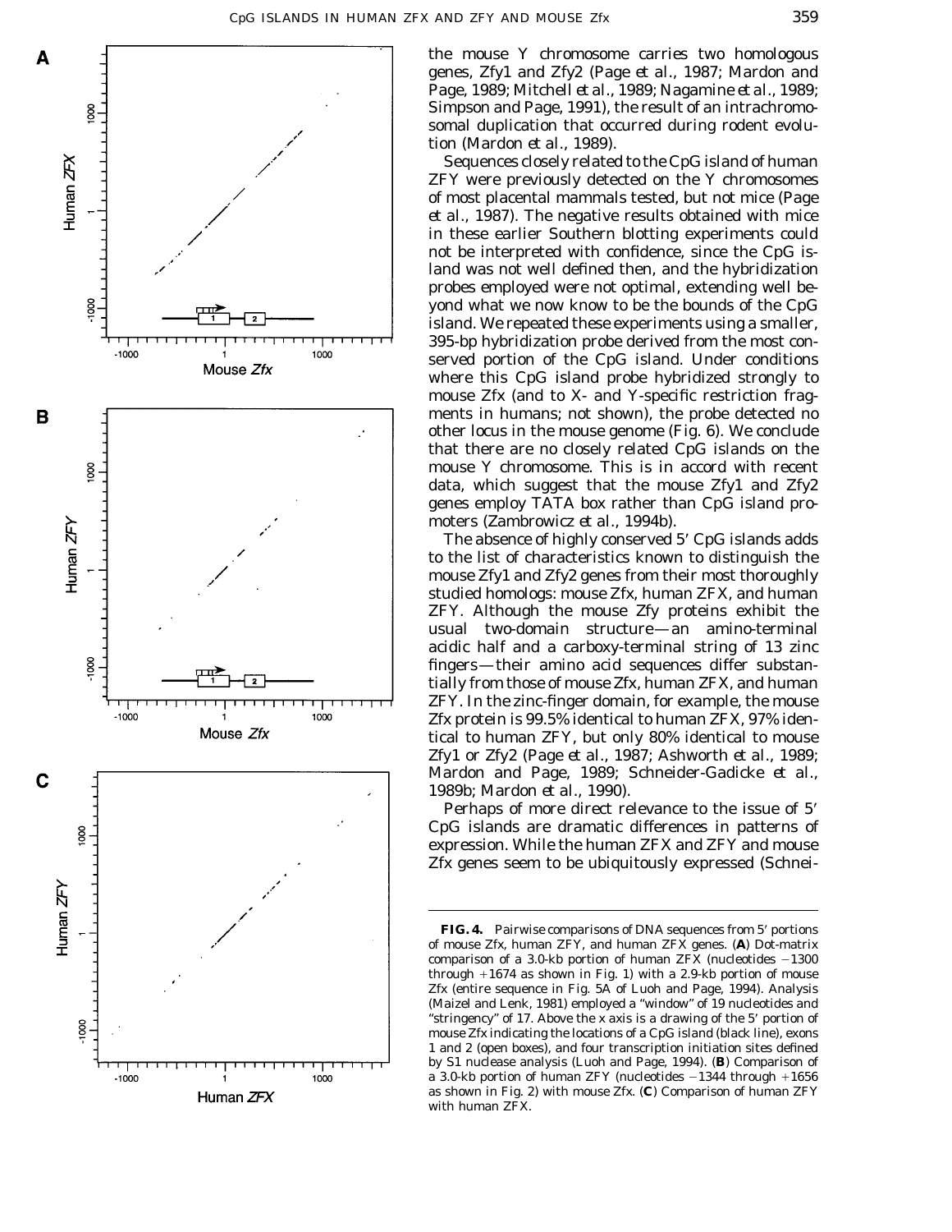the mouse Y chromosome carries two homologous genes, Zfy1 and Zfy2 (Page *et al.*, 1987; Mardon and Page, 1989; Mitchell *et al.*, 1989; Nagamine *et al.*, 1989; Simpson and Page, 1991), the result of an intrachromosomal duplication that occurred during rodent evolution (Mardon *et al.*, 1989).

Sequences closely related to the CpG island of human ZFY were previously detected on the Y chromosomes of most placental mammals tested, but not mice (Page et al., 1987). The negative results obtained with mice in these earlier Southern blotting experiments could not be interpreted with confidence, since the CpG island was not well defined then, and the hybridization probes employed were not optimal, extending well beyond what we now know to be the bounds of the CpG island. We repeated these experiments using a smaller, 395-bp hybridization probe derived from the most conserved portion of the CpG island. Under conditions where this CpG island probe hybridized strongly to mouse Zfx (and to X- and Y-specific restriction fragments in humans; not shown), the probe detected no other locus in the mouse genome (Fig. 6). We conclude that there are no closely related CpG islands on the mouse Y chromosome. This is in accord with recent data, which suggest that the mouse Zfy1 and Zfy2 genes employ TATA box rather than CpG island promoters (Zambrowicz *et al.*, 1994b).

The absence of highly conserved 5′ CpG islands adds to the list of characteristics known to distinguish the mouse Zfy1 and Zfy2 genes from their most thoroughly studied homologs: mouse Zfx, human ZFX, and human ZFY. Although the mouse Zfy proteins exhibit the usual two-domain structure—an amino-terminal acidic half and a carboxy-terminal string of 13 zinc fingers—their amino acid sequences differ substantially from those of mouse Zfx, human ZFX, and human ZFY. In the zinc-finger domain, for example, the mouse Zfx protein is 99.5% identical to human ZFX, 97% identical to human ZFY, but only 80% identical to mouse Zfy1 or Zfy2 (Page *et al.*, 1987; Ashworth *et al.*, 1989; Mardon and Page, 1989; Schneider-Gadicke *et al.*, 1989b; Mardon *et al.*, 1990).

Perhaps of more direct relevance to the issue of 5′ CpG islands are dramatic differences in patterns of expression. While the human ZFX and ZFY and mouse Zfx genes seem to be ubiquitously expressed (Schnei-

**FIG. 4.** Pairwise comparisons of DNA sequences from 5′ portions of mouse Zfx, human ZFY, and human ZFX genes. (**A**) Dot-matrix comparison of a 3.0-kb portion of human ZFX (nucleotides −1300 through +1674 as shown in Fig. 1) with a 2.9-kb portion of mouse Zfx (entire sequence in Fig. 5A of Luoh and Page, 1994). Analysis (Maizel and Lenk, 1981) employed a "window" of 19 nucleotides and "stringency" of 17. Above the x axis is a drawing of the 5′ portion of mouse Zfx indicating the locations of a CpG island (black line), exons 1 and 2 (open boxes), and four transcription initiation sites defined by S1 nuclease analysis (Luoh and Page, 1994). (**B**) Comparison of a 3.0-kb portion of human ZFY (nucleotides −1344 through +1656 as shown in Fig. 2) with mouse Zfx. (**C**) Comparison of human ZFY with human ZFX.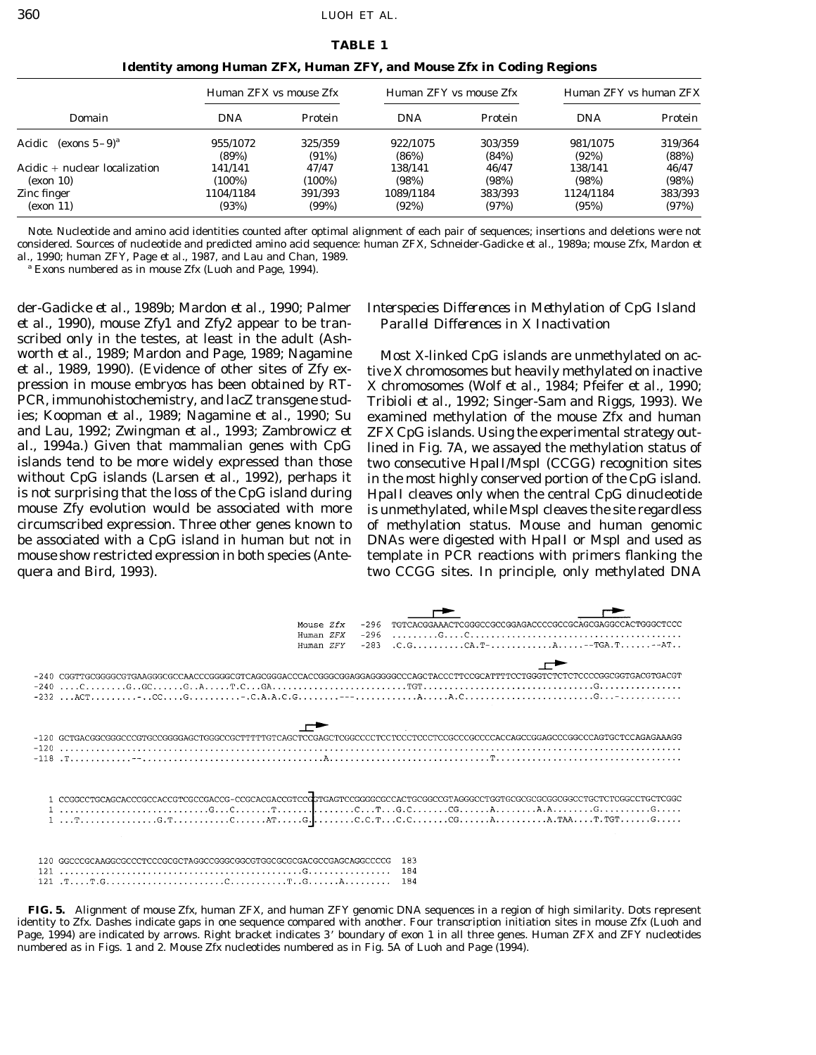**TABLE 1**

**Identity among Human ZFX, Human ZFY, and Mouse Zfx in Coding Regions**

| Domain | Human ZFX vs mouse Zfx | | Human ZFY vs mouse Zfx | | Human ZFY vs human ZFX | |
|---|---|---|---|---|---|---|
| | DNA | Protein | DNA | Protein | DNA | Protein |
| Acidic (exons 5–9)[a] | 955/1072 (89%) | 325/359 (91%) | 922/1075 (86%) | 303/359 (84%) | 981/1075 (92%) | 319/364 (88%) |
| Acidic + nuclear localization (exon 10) | 141/141 (100%) | 47/47 (100%) | 138/141 (98%) | 46/47 (98%) | 138/141 (98%) | 46/47 (98%) |
| Zinc finger (exon 11) | 1104/1184 (93%) | 391/393 (99%) | 1089/1184 (92%) | 383/393 (97%) | 1124/1184 (95%) | 383/393 (97%) |

*Note.* Nucleotide and amino acid identities counted after optimal alignment of each pair of sequences; insertions and deletions were not considered. Sources of nucleotide and predicted amino acid sequence: human ZFX, Schneider-Gadicke *et al.*, 1989a; mouse Zfx, Mardon *et al.*, 1990; human ZFY, Page *et al.*, 1987, and Lau and Chan, 1989.

[a] Exons numbered as in mouse Zfx (Luoh and Page, 1994).

der-Gadicke *et al.*, 1989b; Mardon *et al.*, 1990; Palmer *et al.*, 1990), mouse Zfy1 and Zfy2 appear to be transcribed only in the testes, at least in the adult (Ashworth *et al.*, 1989; Mardon and Page, 1989; Nagamine *et al.*, 1989, 1990). (Evidence of other sites of Zfy expression in mouse embryos has been obtained by RT-PCR, immunohistochemistry, and lacZ transgene studies; Koopman *et al.*, 1989; Nagamine *et al.*, 1990; Su and Lau, 1992; Zwingman *et al.*, 1993; Zambrowicz *et al.*, 1994a.) Given that mammalian genes with CpG islands tend to be more widely expressed than those without CpG islands (Larsen *et al.*, 1992), perhaps it is not surprising that the loss of the CpG island during mouse Zfy evolution would be associated with more circumscribed expression. Three other genes known to be associated with a CpG island in human but not in mouse show restricted expression in both species (Antequera and Bird, 1993).

### *Interspecies Differences in Methylation of CpG Island Parallel Differences in X Inactivation*

Most X-linked CpG islands are unmethylated on active X chromosomes but heavily methylated on inactive X chromosomes (Wolf *et al.*, 1984; Pfeifer *et al.*, 1990; Tribioli *et al.*, 1992; Singer-Sam and Riggs, 1993). We examined methylation of the mouse Zfx and human ZFX CpG islands. Using the experimental strategy outlined in Fig. 7A, we assayed the methylation status of two consecutive *Hpa*II/*Msp*I (CCGG) recognition sites in the most highly conserved portion of the CpG island. *Hpa*II cleaves only when the central CpG dinucleotide is unmethylated, while *Msp*I cleaves the site regardless of methylation status. Mouse and human genomic DNAs were digested with *Hpa*II or *Msp*I and used as template in PCR reactions with primers flanking the two CCGG sites. In principle, only methylated DNA

```
Mouse Zfx  -296  TGTCACGGAAACTCGGGCCGCCGGAGACCCCGCCGCAGCGAGGCCACTGGGCTCCC
Human ZFX  -296  .........G....C.........................................
Human ZFY  -283  .C.G..........CA.T-............A.....--TGA.T......--AT..

-240 CGGTTGCGGGGCGTGAAGGGCGCCAACCCGGGGCGTCAGCGGGACCCACCGGGCGGAGGAGGGGGCCCAGCTACCCTTCCGCATTTTCCTGGGTCTCTCTCCCCGGCGGTGACGTGACGT
-240 ....C........G..GC......G..A.....T.C...GA.........................TGT.................................G................
-232 ...ACT.........-..CC.....G..........-.C.A.A.C.G........---............A.....A.C.........................G...-............

-120 GCTGACGGCGGGCCCGTGCCGGGGAGCTGGGCCGCTTTTTGTCAGCTCCGAGCTCGGCCCCTCCTCCCTCCCTCCGCCCGCCCCACCAGCCGGAGCCCGGCCCAGTGCTCCAGAGAAAGG
-120 ......................................................................................................................
-118 .T...........--..................................A...............................T.....................................

1 CCGGCCTGCAGCACCCGCCACCGTCGCCGACCG-CCGCACGACCGTCCG]GTGAGTCCGGGGCGCCACTGCGGCCGTAGGGCCTGGTGCGCGCGCGGCGGCCTGCTCTCGGCCTGCTCGGC
1 ............................G...C.......T.......]........C...T...G.C.......CG......A.........A.A........G..........G.....
1 ...T...............G.T...........C.......AT.....G]........C.C.T...C.C.......CG......A...........A.TAA....T.TGT......G.....

120 GGCCCGCAAGGCGCCCTCCCGCGCTAGGCCGGGCGGCGTGGCGCGCGACGCCGAGCAGGCCCCG  183
121 ..............................................G.................  184
121 .T....T.G.......................C...........T..G......A.........  184
```

**FIG. 5.** Alignment of mouse Zfx, human ZFX, and human ZFY genomic DNA sequences in a region of high similarity. Dots represent identity to Zfx. Dashes indicate gaps in one sequence compared with another. Four transcription initiation sites in mouse Zfx (Luoh and Page, 1994) are indicated by arrows. Right bracket indicates 3′ boundary of exon 1 in all three genes. Human ZFX and ZFY nucleotides numbered as in Figs. 1 and 2. Mouse Zfx nucleotides numbered as in Fig. 5A of Luoh and Page (1994).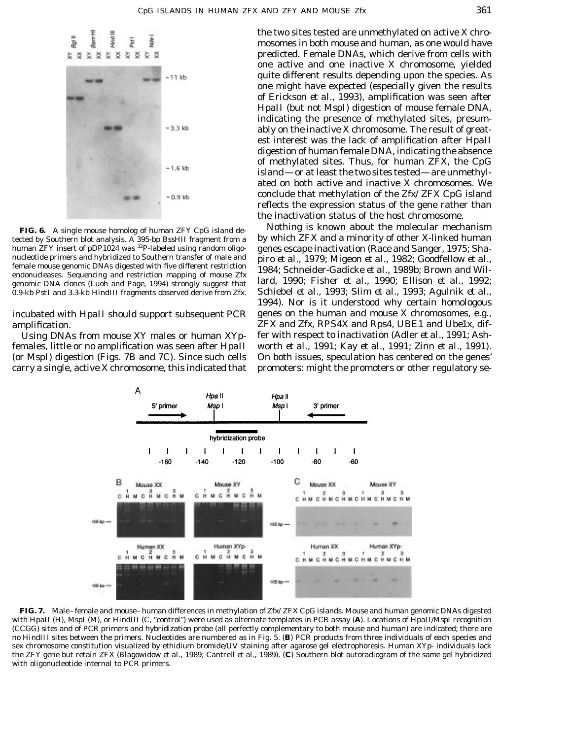**FIG. 6.** A single mouse homolog of human ZFY CpG island detected by Southern blot analysis. A 395-bp BssHII fragment from a human ZFY insert of pDP1024 was $^{32}$P-labeled using random oligonucleotide primers and hybridized to Southern transfer of male and female mouse genomic DNAs digested with five different restriction endonucleases. Sequencing and restriction mapping of mouse Zfx genomic DNA clones (Luoh and Page, 1994) strongly suggest that 0.9-kb PstI and 3.3-kb HindIII fragments observed derive from Zfx.

incubated with HpaII should support subsequent PCR amplification.

Using DNAs from mouse XY males or human XYp- females, little or no amplification was seen after HpaII (or MspI) digestion (Figs. 7B and 7C). Since such cells carry a single, active X chromosome, this indicated that the two sites tested are unmethylated on active X chromosomes in both mouse and human, as one would have predicted. Female DNAs, which derive from cells with one active and one inactive X chromosome, yielded quite different results depending upon the species. As one might have expected (especially given the results of Erickson *et al.*, 1993), amplification was seen after HpaII (but not MspI) digestion of mouse female DNA, indicating the presence of methylated sites, presumably on the inactive X chromosome. The result of greatest interest was the lack of amplification after HpaII digestion of human female DNA, indicating the absence of methylated sites. Thus, for human *ZFX*, the CpG island—or at least the two sites tested—are unmethylated on both active and inactive X chromosomes. We conclude that methylation of the *Zfx/ZFX* CpG island reflects the expression status of the gene rather than the inactivation status of the host chromosome.

Nothing is known about the molecular mechanism by which *ZFX* and a minority of other X-linked human genes escape inactivation (Race and Sanger, 1975; Shapiro *et al.*, 1979; Migeon *et al.*, 1982; Goodfellow *et al.*, 1984; Schneider-Gadicke *et al.*, 1989b; Brown and Willard, 1990; Fisher *et al.*, 1990; Ellison *et al.*, 1992; Schiebel *et al.*, 1993; Slim *et al.*, 1993; Agulnik *et al.*, 1994). Nor is it understood why certain homologous genes on the human and mouse X chromosomes, e.g., *ZFX* and *Zfx*, *RPS4X* and *Rps4*, *UBE1* and *Ube1x*, differ with respect to inactivation (Adler *et al.*, 1991; Ashworth *et al.*, 1991; Kay *et al.*, 1991; Zinn *et al.*, 1991). On both issues, speculation has centered on the genes' promoters: might the promoters or other regulatory se-

**FIG. 7.** Male–female and mouse–human differences in methylation of *Zfx/ZFX* CpG islands. Mouse and human genomic DNAs digested with HpaII (H), MspI (M), or HindIII (C, "control") were used as alternate templates in PCR assay (**A**). Locations of HpaII/MspI recognition (CCGG) sites and of PCR primers and hybridization probe (all perfectly complementary to both mouse and human) are indicated; there are no HindIII sites between the primers. Nucleotides are numbered as in Fig. 5. (**B**) PCR products from three individuals of each species and sex chromosome constitution visualized by ethidium bromide/UV staining after agarose gel electrophoresis. Human XYp- individuals lack the *ZFY* gene but retain *ZFX* (Blagowidow *et al.*, 1989; Cantrell *et al.*, 1989). (**C**) Southern blot autoradiogram of the same gel hybridized with oligonucleotide internal to PCR primers.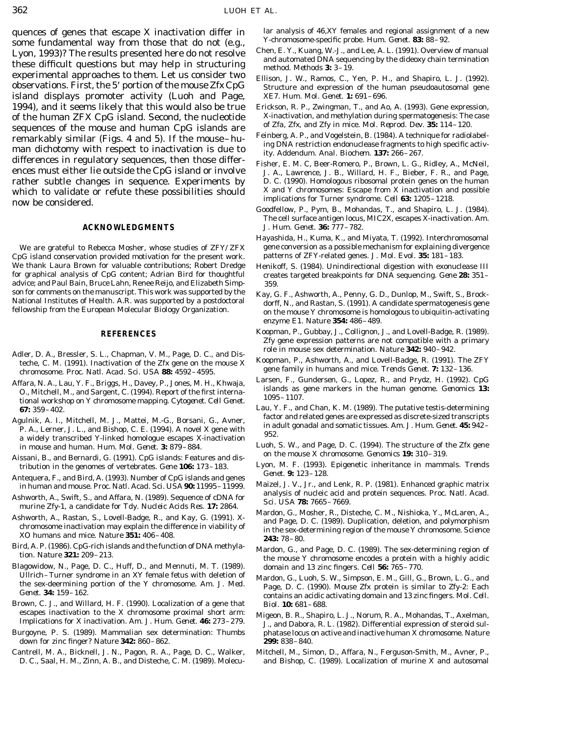quences of genes that escape X inactivation differ in some fundamental way from those that do not (e.g., Lyon, 1993)? The results presented here do not resolve these difficult questions but may help in structuring experimental approaches to them. Let us consider two observations. First, the 5′ portion of the mouse *Zfx* CpG island displays promoter activity (Luoh and Page, 1994), and it seems likely that this would also be true of the human *ZFX* CpG island. Second, the nucleotide sequences of the mouse and human CpG islands are remarkably similar (Figs. 4 and 5). If the mouse–human dichotomy with respect to inactivation is due to differences in regulatory sequences, then those differences must either lie outside the CpG island or involve rather subtle changes in sequence. Experiments by which to validate or refute these possibilities should now be considered.

## ACKNOWLEDGMENTS

We are grateful to Rebecca Mosher, whose studies of *ZFY/ZFX* CpG island conservation provided motivation for the present work. We thank Laura Brown for valuable contributions; Robert Dredge for graphical analysis of CpG content; Adrian Bird for thoughtful advice; and Paul Bain, Bruce Lahn, Renee Reijo, and Elizabeth Simpson for comments on the manuscript. This work was supported by the National Institutes of Health. A.R. was supported by a postdoctoral fellowship from the European Molecular Biology Organization.

## REFERENCES

Adler, D. A., Bressler, S. L., Chapman, V. M., Page, D. C., and Disteche, C. M. (1991). Inactivation of the *Zfx* gene on the mouse X chromosome. *Proc. Natl. Acad. Sci. USA* **88:** 4592–4595.

Affara, N. A., Lau, Y. F., Briggs, H., Davey, P., Jones, M. H., Khwaja, O., Mitchell, M., and Sargent, C. (1994). Report of the first international workshop on Y chromosome mapping. *Cytogenet. Cell Genet.* **67:** 359–402.

Agulnik, A. I., Mitchell, M. J., Mattei, M.-G., Borsani, G., Avner, P. A., Lerner, J. L., and Bishop, C. E. (1994). A novel X gene with a widely transcribed Y-linked homologue escapes X-inactivation in mouse and human. *Hum. Mol. Genet.* **3:** 879–884.

Aissani, B., and Bernardi, G. (1991). CpG islands: Features and distribution in the genomes of vertebrates. *Gene* **106:** 173–183.

Antequera, F., and Bird, A. (1993). Number of CpG islands and genes in human and mouse. *Proc. Natl. Acad. Sci. USA* **90:** 11995–11999.

Ashworth, A., Swift, S., and Affara, N. (1989). Sequence of cDNA for murine *Zfy-1*, a candidate for *Tdy*. *Nucleic Acids Res.* **17:** 2864.

Ashworth, A., Rastan, S., Lovell-Badge, R., and Kay, G. (1991). X-chromosome inactivation may explain the difference in viability of XO humans and mice. *Nature* **351:** 406–408.

Bird, A. P. (1986). CpG-rich islands and the function of DNA methylation. *Nature* **321:** 209–213.

Blagowidow, N., Page, D. C., Huff, D., and Mennuti, M. T. (1989). Ullrich–Turner syndrome in an XY female fetus with deletion of the sex-deermining portion of the Y chromosome. *Am. J. Med. Genet.* **34:** 159–162.

Brown, C. J., and Willard, H. F. (1990). Localization of a gene that escapes inactivation to the X chromosome proximal short arm: Implications for X inactivation. *Am. J. Hum. Genet.* **46:** 273–279.

Burgoyne, P. S. (1989). Mammalian sex determination: Thumbs down for zinc finger? *Nature* **342:** 860–862.

Cantrell, M. A., Bicknell, J. N., Pagon, R. A., Page, D. C., Walker, D. C., Saal, H. M., Zinn, A. B., and Disteche, C. M. (1989). Molecular analysis of 46,XY females and regional assignment of a new Y-chromosome-specific probe. *Hum. Genet.* **83:** 88–92.

Chen, E. Y., Kuang, W.-J., and Lee, A. L. (1991). Overview of manual and automated DNA sequencing by the dideoxy chain termination method. *Methods* **3:** 3–19.

Ellison, J. W., Ramos, C., Yen, P. H., and Shapiro, L. J. (1992). Structure and expression of the human pseudoautosomal gene *XE7*. *Hum. Mol. Genet.* **1:** 691–696.

Erickson, R. P., Zwingman, T., and Ao, A. (1993). Gene expression, X-inactivation, and methylation during spermatogenesis: The case of *Zfa, Zfx,* and *Zfy* in mice. *Mol. Reprod. Dev.* **35:** 114–120.

Feinberg, A. P., and Vogelstein, B. (1984). A technique for radiolabeling DNA restriction endonuclease fragments to high specific activity. Addendum. *Anal. Biochem.* **137:** 266–267.

Fisher, E. M. C, Beer-Romero, P., Brown, L. G., Ridley, A., McNeil, J. A., Lawrence, J. B., Willard, H. F., Bieber, F. R., and Page, D. C. (1990). Homologous ribosomal protein genes on the human X and Y chromosomes: Escape from X inactivation and possible implications for Turner syndrome. *Cell* **63:** 1205–1218.

Goodfellow, P., Pym, B., Mohandas, T., and Shapiro, L. J. (1984). The cell surface antigen locus, *MIC2X*, escapes X-inactivation. *Am. J. Hum. Genet.* **36:** 777–782.

Hayashida, H., Kuma, K., and Miyata, T. (1992). Interchromosomal gene conversion as a possible mechanism for explaining divergence patterns of *ZFY*-related genes. *J. Mol. Evol.* **35:** 181–183.

Henikoff, S. (1984). Unidirectional digestion with exonuclease III creates targeted breakpoints for DNA sequencing. *Gene* **28:** 351–359.

Kay, G. F., Ashworth, A., Penny, G. D., Dunlop, M., Swift, S., Brockdorff, N., and Rastan, S. (1991). A candidate spermatogenesis gene on the mouse Y chromosome is homologous to ubiquitin-activating enzyme E1. *Nature* **354:** 486–489.

Koopman, P., Gubbay, J., Collignon, J., and Lovell-Badge, R. (1989). *Zfy* gene expression patterns are not compatible with a primary role in mouse sex determination. *Nature* **342:** 940–942.

Koopman, P., Ashworth, A., and Lovell-Badge, R. (1991). The *ZFY* gene family in humans and mice. *Trends Genet.* **7:** 132–136.

Larsen, F., Gundersen, G., Lopez, R., and Prydz, H. (1992). CpG islands as gene markers in the human genome. *Genomics* **13:** 1095–1107.

Lau, Y. F., and Chan, K. M. (1989). The putative testis-determining factor and related genes are expressed as discrete-sized transcripts in adult gonadal and somatic tissues. *Am. J. Hum. Genet.* **45:** 942–952.

Luoh, S. W., and Page, D. C. (1994). The structure of the *Zfx* gene on the mouse X chromosome. *Genomics* **19:** 310–319.

Lyon, M. F. (1993). Epigenetic inheritance in mammals. *Trends Genet.* **9:** 123–128.

Maizel, J. V., Jr., and Lenk, R. P. (1981). Enhanced graphic matrix analysis of nucleic acid and protein sequences. *Proc. Natl. Acad. Sci. USA* **78:** 7665–7669.

Mardon, G., Mosher, R., Disteche, C. M., Nishioka, Y., McLaren, A., and Page, D. C. (1989). Duplication, deletion, and polymorphism in the sex-determining region of the mouse Y chromosome. *Science* **243:** 78–80.

Mardon, G., and Page, D. C. (1989). The sex-determining region of the mouse Y chromosome encodes a protein with a highly acidic domain and 13 zinc fingers. *Cell* **56:** 765–770.

Mardon, G., Luoh, S. W., Simpson, E. M., Gill, G., Brown, L. G., and Page, D. C. (1990). Mouse *Zfx* protein is similar to *Zfy-2*: Each contains an acidic activating domain and 13 zinc fingers. *Mol. Cell. Biol.* **10:** 681–688.

Migeon, B. R., Shapiro, L. J., Norum, R. A., Mohandas, T., Axelman, J., and Dabora, R. L. (1982). Differential expression of steroid sulphatase locus on active and inactive human X chromosome. *Nature* **299:** 838–840.

Mitchell, M., Simon, D., Affara, N., Ferguson-Smith, M., Avner, P., and Bishop, C. (1989). Localization of murine X and autosomal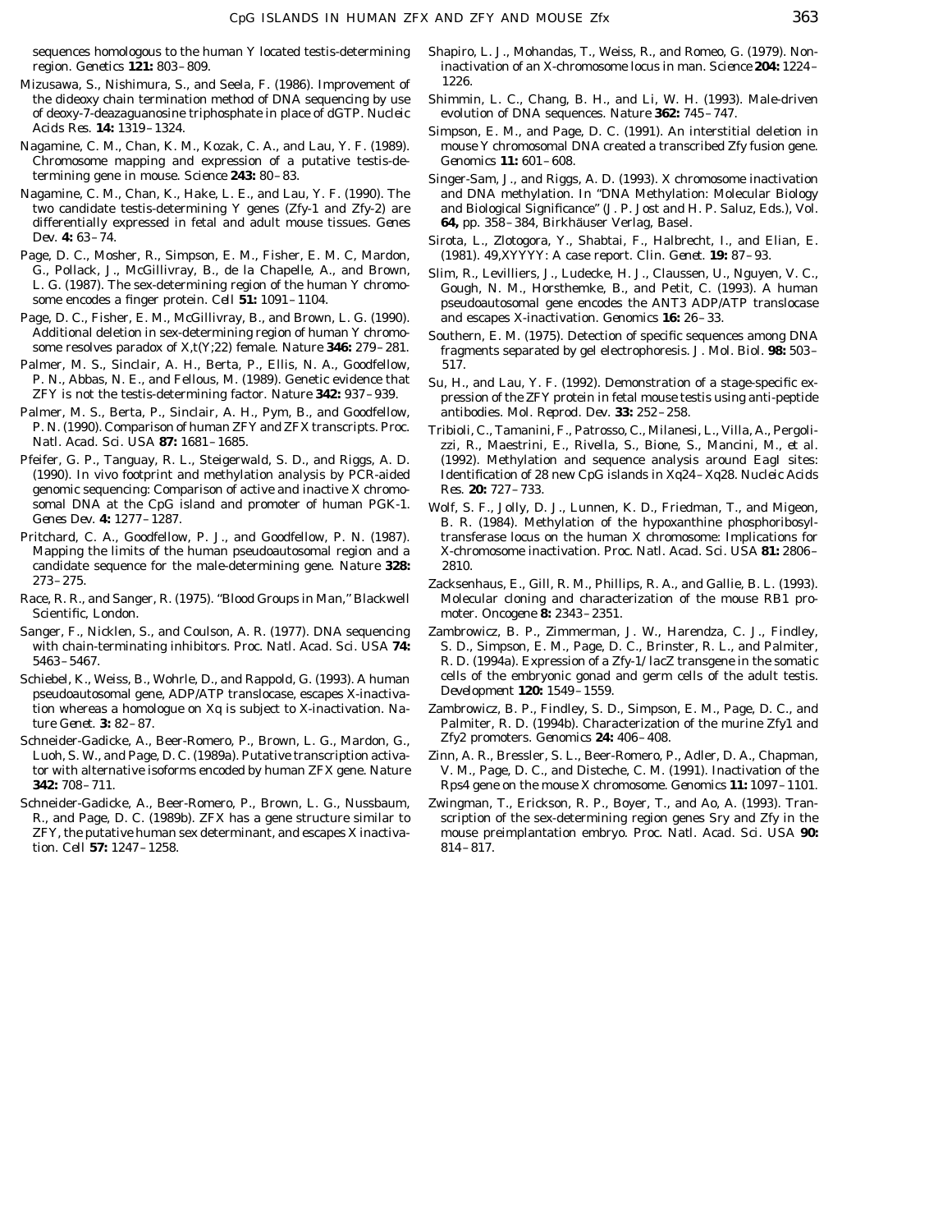sequences homologous to the human Y located testis-determining region. *Genetics* **121:** 803–809.

Mizusawa, S., Nishimura, S., and Seela, F. (1986). Improvement of the dideoxy chain termination method of DNA sequencing by use of deoxy-7-deazaguanosine triphosphate in place of dGTP. *Nucleic Acids Res.* **14:** 1319–1324.

Nagamine, C. M., Chan, K. M., Kozak, C. A., and Lau, Y. F. (1989). Chromosome mapping and expression of a putative testis-determining gene in mouse. *Science* **243:** 80–83.

Nagamine, C. M., Chan, K., Hake, L. E., and Lau, Y. F. (1990). The two candidate testis-determining Y genes (Zfy-1 and Zfy-2) are differentially expressed in fetal and adult mouse tissues. *Genes Dev.* **4:** 63–74.

Page, D. C., Mosher, R., Simpson, E. M., Fisher, E. M. C, Mardon, G., Pollack, J., McGillivray, B., de la Chapelle, A., and Brown, L. G. (1987). The sex-determining region of the human Y chromosome encodes a finger protein. *Cell* **51:** 1091–1104.

Page, D. C., Fisher, E. M., McGillivray, B., and Brown, L. G. (1990). Additional deletion in sex-determining region of human Y chromosome resolves paradox of X,t(Y;22) female. *Nature* **346:** 279–281.

Palmer, M. S., Sinclair, A. H., Berta, P., Ellis, N. A., Goodfellow, P. N., Abbas, N. E., and Fellous, M. (1989). Genetic evidence that ZFY is not the testis-determining factor. *Nature* **342:** 937–939.

Palmer, M. S., Berta, P., Sinclair, A. H., Pym, B., and Goodfellow, P. N. (1990). Comparison of human ZFY and ZFX transcripts. *Proc. Natl. Acad. Sci. USA* **87:** 1681–1685.

Pfeifer, G. P., Tanguay, R. L., Steigerwald, S. D., and Riggs, A. D. (1990). In vivo footprint and methylation analysis by PCR-aided genomic sequencing: Comparison of active and inactive X chromosomal DNA at the CpG island and promoter of human PGK-1. *Genes Dev.* **4:** 1277–1287.

Pritchard, C. A., Goodfellow, P. J., and Goodfellow, P. N. (1987). Mapping the limits of the human pseudoautosomal region and a candidate sequence for the male-determining gene. *Nature* **328:** 273–275.

Race, R. R., and Sanger, R. (1975). "Blood Groups in Man," Blackwell Scientific, London.

Sanger, F., Nicklen, S., and Coulson, A. R. (1977). DNA sequencing with chain-terminating inhibitors. *Proc. Natl. Acad. Sci. USA* **74:** 5463–5467.

Schiebel, K., Weiss, B., Wohrle, D., and Rappold, G. (1993). A human pseudoautosomal gene, ADP/ATP translocase, escapes X-inactivation whereas a homologue on Xq is subject to X-inactivation. *Nature Genet.* **3:** 82–87.

Schneider-Gadicke, A., Beer-Romero, P., Brown, L. G., Mardon, G., Luoh, S. W., and Page, D. C. (1989a). Putative transcription activator with alternative isoforms encoded by human ZFX gene. *Nature* **342:** 708–711.

Schneider-Gadicke, A., Beer-Romero, P., Brown, L. G., Nussbaum, R., and Page, D. C. (1989b). ZFX has a gene structure similar to ZFY, the putative human sex determinant, and escapes X inactivation. *Cell* **57:** 1247–1258.

Shapiro, L. J., Mohandas, T., Weiss, R., and Romeo, G. (1979). Non-inactivation of an X-chromosome locus in man. *Science* **204:** 1224–1226.

Shimmin, L. C., Chang, B. H., and Li, W. H. (1993). Male-driven evolution of DNA sequences. *Nature* **362:** 745–747.

Simpson, E. M., and Page, D. C. (1991). An interstitial deletion in mouse Y chromosomal DNA created a transcribed Zfy fusion gene. *Genomics* **11:** 601–608.

Singer-Sam, J., and Riggs, A. D. (1993). X chromosome inactivation and DNA methylation. In "DNA Methylation: Molecular Biology and Biological Significance" (J. P. Jost and H. P. Saluz, Eds.), Vol. **64,** pp. 358–384, Birkhäuser Verlag, Basel.

Sirota, L., Zlotogora, Y., Shabtai, F., Halbrecht, I., and Elian, E. (1981). 49,XYYYY: A case report. *Clin. Genet.* **19:** 87–93.

Slim, R., Levilliers, J., Ludecke, H. J., Claussen, U., Nguyen, V. C., Gough, N. M., Horsthemke, B., and Petit, C. (1993). A human pseudoautosomal gene encodes the ANT3 ADP/ATP translocase and escapes X-inactivation. *Genomics* **16:** 26–33.

Southern, E. M. (1975). Detection of specific sequences among DNA fragments separated by gel electrophoresis. *J. Mol. Biol.* **98:** 503–517.

Su, H., and Lau, Y. F. (1992). Demonstration of a stage-specific expression of the ZFY protein in fetal mouse testis using anti-peptide antibodies. *Mol. Reprod. Dev.* **33:** 252–258.

Tribioli, C., Tamanini, F., Patrosso, C., Milanesi, L., Villa, A., Pergolizzi, R., Maestrini, E., Rivella, S., Bione, S., Mancini, M., *et al.* (1992). Methylation and sequence analysis around EagI sites: Identification of 28 new CpG islands in Xq24–Xq28. *Nucleic Acids Res.* **20:** 727–733.

Wolf, S. F., Jolly, D. J., Lunnen, K. D., Friedman, T., and Migeon, B. R. (1984). Methylation of the hypoxanthine phosphoribosyltransferase locus on the human X chromosome: Implications for X-chromosome inactivation. *Proc. Natl. Acad. Sci. USA* **81:** 2806–2810.

Zacksenhaus, E., Gill, R. M., Phillips, R. A., and Gallie, B. L. (1993). Molecular cloning and characterization of the mouse RB1 promoter. *Oncogene* **8:** 2343–2351.

Zambrowicz, B. P., Zimmerman, J. W., Harendza, C. J., Findley, S. D., Simpson, E. M., Page, D. C., Brinster, R. L., and Palmiter, R. D. (1994a). Expression of a Zfy-1/lacZ transgene in the somatic cells of the embryonic gonad and germ cells of the adult testis. *Development* **120:** 1549–1559.

Zambrowicz, B. P., Findley, S. D., Simpson, E. M., Page, D. C., and Palmiter, R. D. (1994b). Characterization of the murine Zfy1 and Zfy2 promoters. *Genomics* **24:** 406–408.

Zinn, A. R., Bressler, S. L., Beer-Romero, P., Adler, D. A., Chapman, V. M., Page, D. C., and Disteche, C. M. (1991). Inactivation of the Rps4 gene on the mouse X chromosome. *Genomics* **11:** 1097–1101.

Zwingman, T., Erickson, R. P., Boyer, T., and Ao, A. (1993). Transcription of the sex-determining region genes Sry and Zfy in the mouse preimplantation embryo. *Proc. Natl. Acad. Sci. USA* **90:** 814–817.